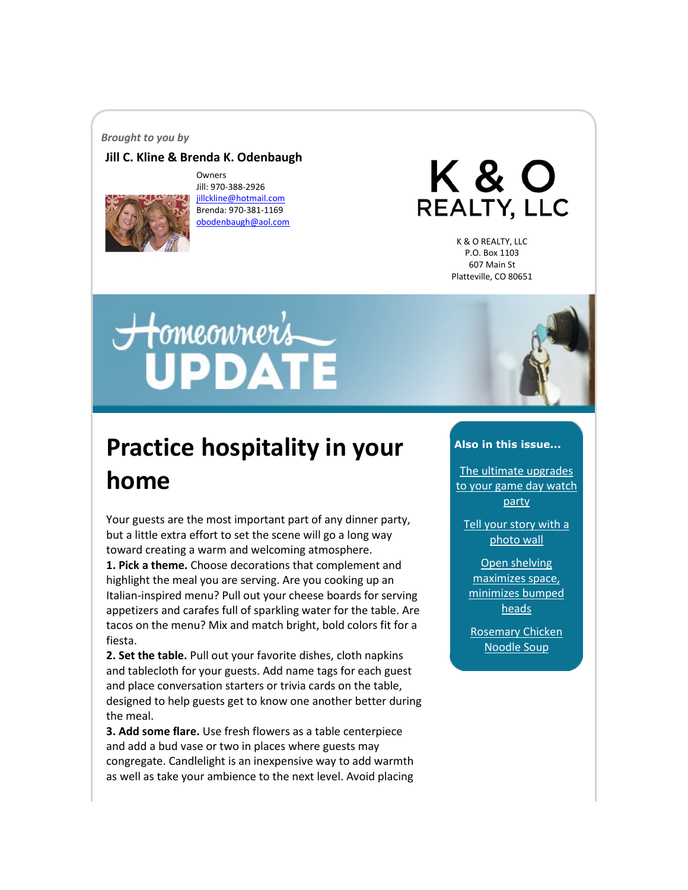*Brought to you by*

**Jill C. Kline & Brenda K. Odenbaugh**

Owners
Jill: 970-388-2926
jillckline@hotmail.com
Brenda: 970-381-1169
obodenbaugh@aol.com

K & O REALTY, LLC

K & O REALTY, LLC
P.O. Box 1103
607 Main St
Platteville, CO 80651

Homeowner's UPDATE

# Practice hospitality in your home

Your guests are the most important part of any dinner party, but a little extra effort to set the scene will go a long way toward creating a warm and welcoming atmosphere.

**1. Pick a theme.** Choose decorations that complement and highlight the meal you are serving. Are you cooking up an Italian-inspired menu? Pull out your cheese boards for serving appetizers and carafes full of sparkling water for the table. Are tacos on the menu? Mix and match bright, bold colors fit for a fiesta.

**2. Set the table.** Pull out your favorite dishes, cloth napkins and tablecloth for your guests. Add name tags for each guest and place conversation starters or trivia cards on the table, designed to help guests get to know one another better during the meal.

**3. Add some flare.** Use fresh flowers as a table centerpiece and add a bud vase or two in places where guests may congregate. Candlelight is an inexpensive way to add warmth as well as take your ambience to the next level. Avoid placing

**Also in this issue...**

- The ultimate upgrades to your game day watch party
- Tell your story with a photo wall
- Open shelving maximizes space, minimizes bumped heads
- Rosemary Chicken Noodle Soup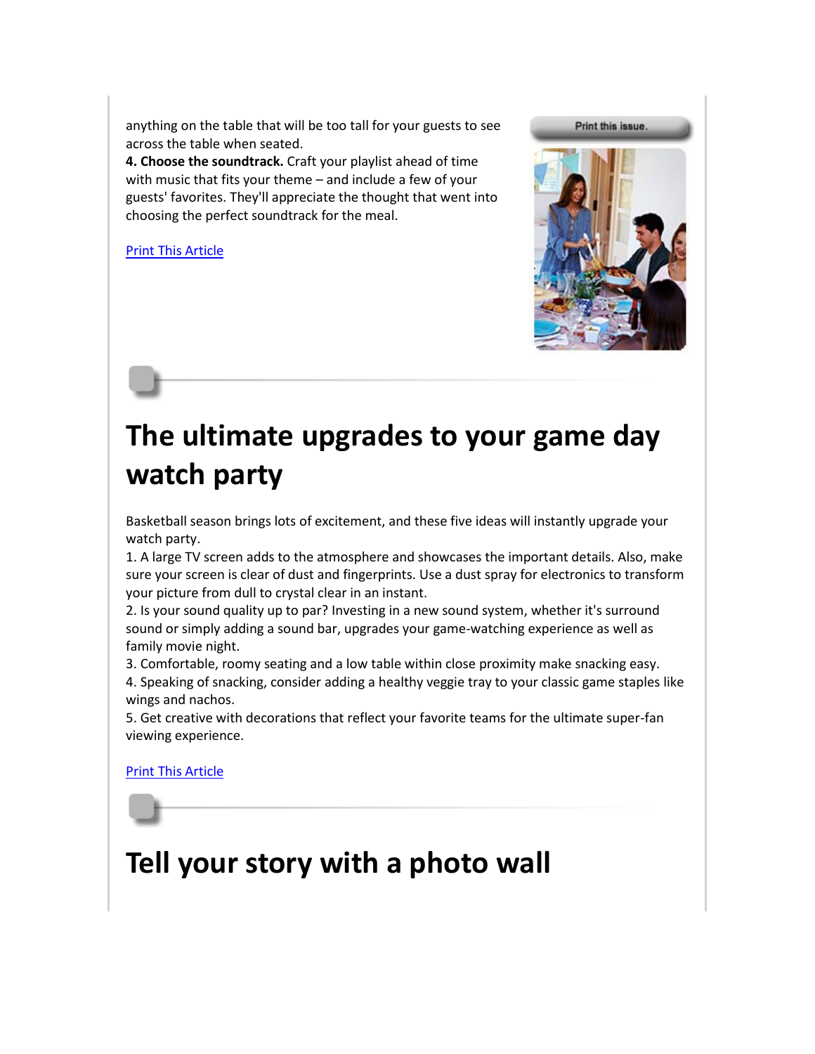anything on the table that will be too tall for your guests to see across the table when seated.

**4. Choose the soundtrack.** Craft your playlist ahead of time with music that fits your theme – and include a few of your guests' favorites. They'll appreciate the thought that went into choosing the perfect soundtrack for the meal.

Print This Article

Print this issue.

# The ultimate upgrades to your game day watch party

Basketball season brings lots of excitement, and these five ideas will instantly upgrade your watch party.

1. A large TV screen adds to the atmosphere and showcases the important details. Also, make sure your screen is clear of dust and fingerprints. Use a dust spray for electronics to transform your picture from dull to crystal clear in an instant.
2. Is your sound quality up to par? Investing in a new sound system, whether it's surround sound or simply adding a sound bar, upgrades your game-watching experience as well as family movie night.
3. Comfortable, roomy seating and a low table within close proximity make snacking easy.
4. Speaking of snacking, consider adding a healthy veggie tray to your classic game staples like wings and nachos.
5. Get creative with decorations that reflect your favorite teams for the ultimate super-fan viewing experience.

Print This Article

# Tell your story with a photo wall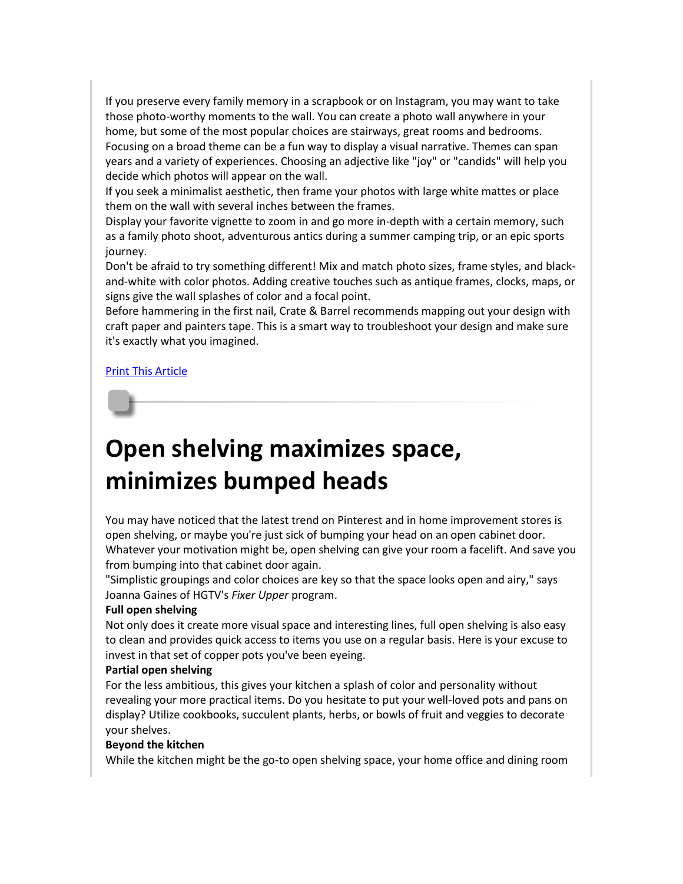If you preserve every family memory in a scrapbook or on Instagram, you may want to take those photo-worthy moments to the wall. You can create a photo wall anywhere in your home, but some of the most popular choices are stairways, great rooms and bedrooms.

Focusing on a broad theme can be a fun way to display a visual narrative. Themes can span years and a variety of experiences. Choosing an adjective like "joy" or "candids" will help you decide which photos will appear on the wall.

If you seek a minimalist aesthetic, then frame your photos with large white mattes or place them on the wall with several inches between the frames.

Display your favorite vignette to zoom in and go more in-depth with a certain memory, such as a family photo shoot, adventurous antics during a summer camping trip, or an epic sports journey.

Don't be afraid to try something different! Mix and match photo sizes, frame styles, and black-and-white with color photos. Adding creative touches such as antique frames, clocks, maps, or signs give the wall splashes of color and a focal point.

Before hammering in the first nail, Crate & Barrel recommends mapping out your design with craft paper and painters tape. This is a smart way to troubleshoot your design and make sure it's exactly what you imagined.

Print This Article

# Open shelving maximizes space, minimizes bumped heads

You may have noticed that the latest trend on Pinterest and in home improvement stores is open shelving, or maybe you're just sick of bumping your head on an open cabinet door. Whatever your motivation might be, open shelving can give your room a facelift. And save you from bumping into that cabinet door again.

"Simplistic groupings and color choices are key so that the space looks open and airy," says Joanna Gaines of HGTV's *Fixer Upper* program.

**Full open shelving**

Not only does it create more visual space and interesting lines, full open shelving is also easy to clean and provides quick access to items you use on a regular basis. Here is your excuse to invest in that set of copper pots you've been eyeing.

**Partial open shelving**

For the less ambitious, this gives your kitchen a splash of color and personality without revealing your more practical items. Do you hesitate to put your well-loved pots and pans on display? Utilize cookbooks, succulent plants, herbs, or bowls of fruit and veggies to decorate your shelves.

**Beyond the kitchen**

While the kitchen might be the go-to open shelving space, your home office and dining room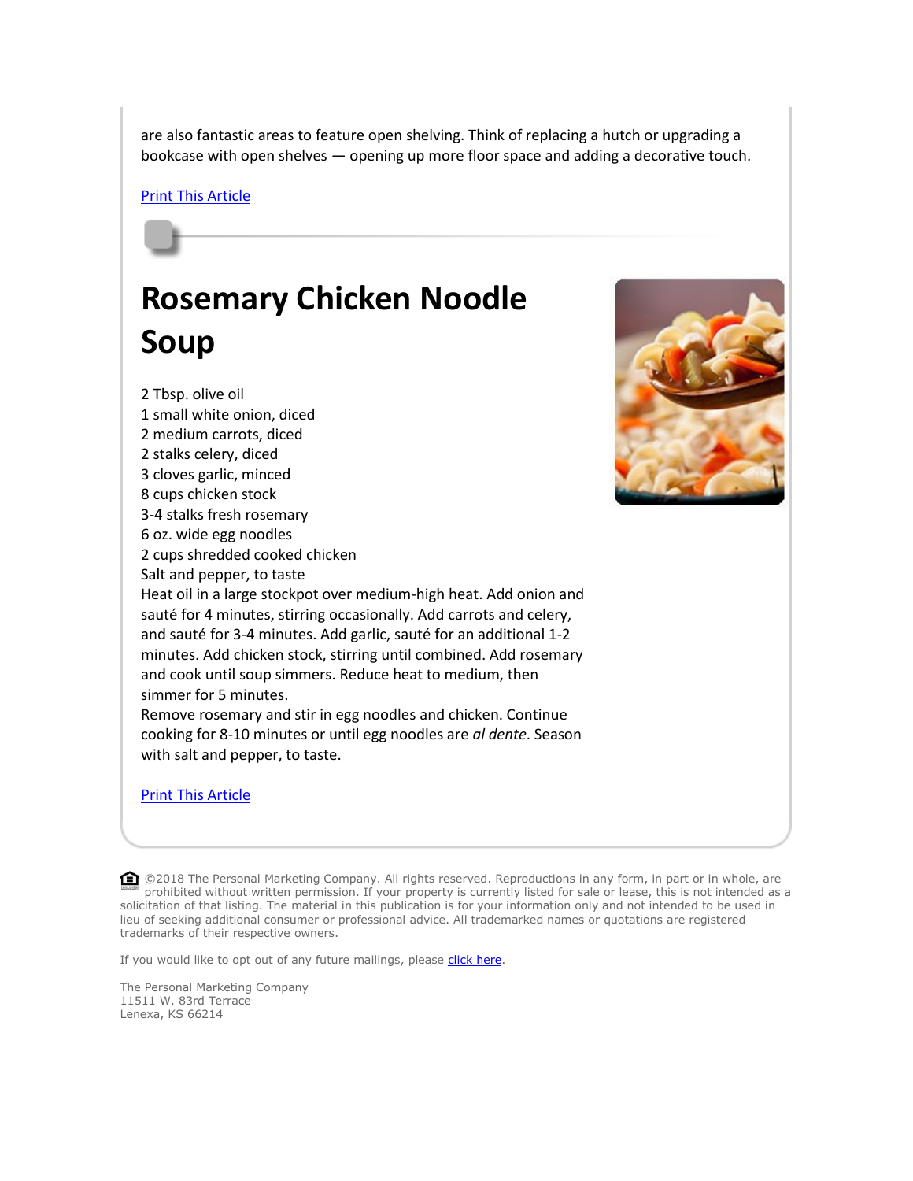are also fantastic areas to feature open shelving. Think of replacing a hutch or upgrading a bookcase with open shelves — opening up more floor space and adding a decorative touch.

Print This Article

# Rosemary Chicken Noodle Soup

2 Tbsp. olive oil
1 small white onion, diced
2 medium carrots, diced
2 stalks celery, diced
3 cloves garlic, minced
8 cups chicken stock
3-4 stalks fresh rosemary
6 oz. wide egg noodles
2 cups shredded cooked chicken
Salt and pepper, to taste

Heat oil in a large stockpot over medium-high heat. Add onion and sauté for 4 minutes, stirring occasionally. Add carrots and celery, and sauté for 3-4 minutes. Add garlic, sauté for an additional 1-2 minutes. Add chicken stock, stirring until combined. Add rosemary and cook until soup simmers. Reduce heat to medium, then simmer for 5 minutes.

Remove rosemary and stir in egg noodles and chicken. Continue cooking for 8-10 minutes or until egg noodles are *al dente*. Season with salt and pepper, to taste.

Print This Article

©2018 The Personal Marketing Company. All rights reserved. Reproductions in any form, in part or in whole, are prohibited without written permission. If your property is currently listed for sale or lease, this is not intended as a solicitation of that listing. The material in this publication is for your information only and not intended to be used in lieu of seeking additional consumer or professional advice. All trademarked names or quotations are registered trademarks of their respective owners.

If you would like to opt out of any future mailings, please click here.

The Personal Marketing Company
11511 W. 83rd Terrace
Lenexa, KS 66214